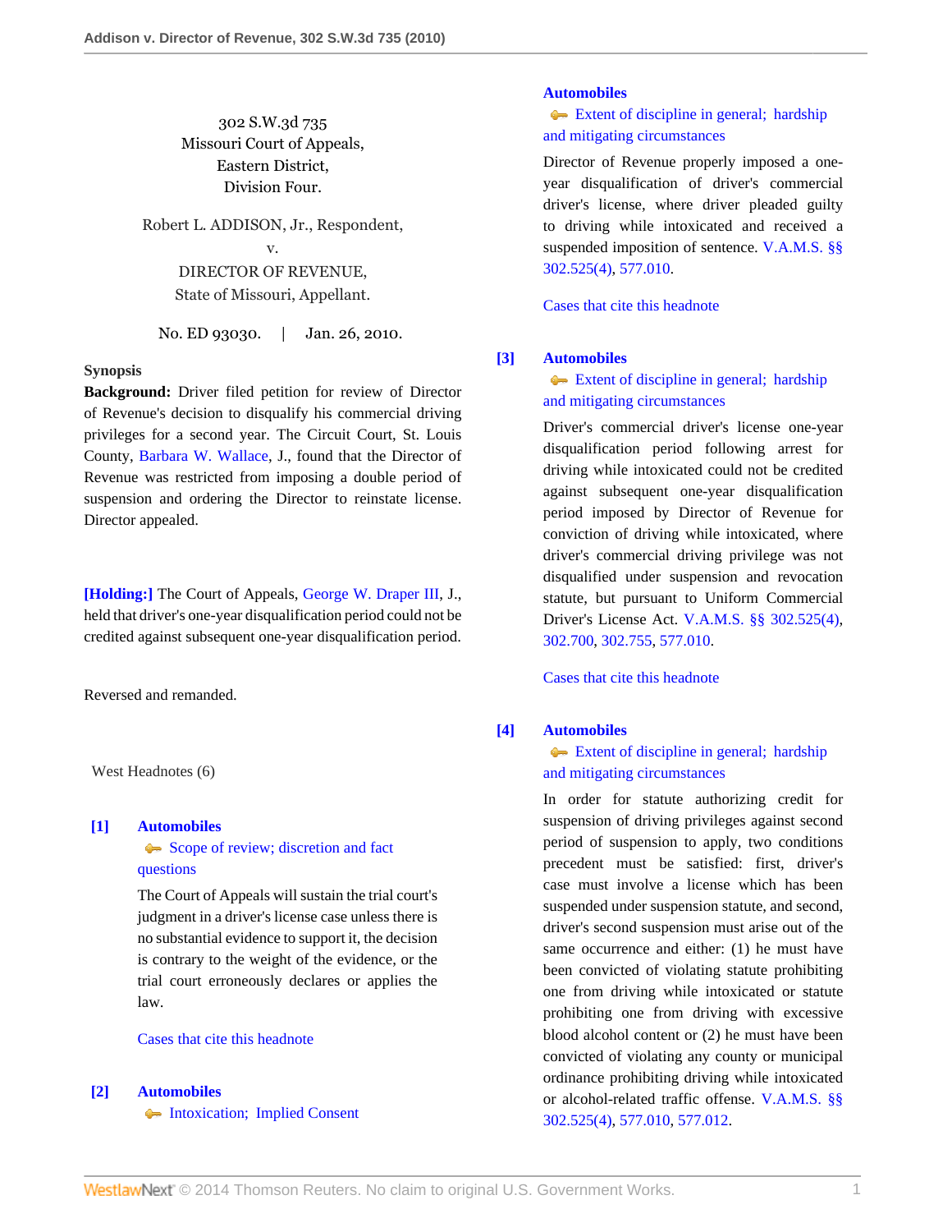302 S.W.3d 735
Missouri Court of Appeals,
Eastern District,
Division Four.

Robert L. ADDISON, Jr., Respondent,
v.
DIRECTOR OF REVENUE,
State of Missouri, Appellant.

No. ED 93030. | Jan. 26, 2010.

**Synopsis**

**Background:** Driver filed petition for review of Director of Revenue's decision to disqualify his commercial driving privileges for a second year. The Circuit Court, St. Louis County, Barbara W. Wallace, J., found that the Director of Revenue was restricted from imposing a double period of suspension and ordering the Director to reinstate license. Director appealed.

**[Holding:]** The Court of Appeals, George W. Draper III, J., held that driver's one-year disqualification period could not be credited against subsequent one-year disqualification period.

Reversed and remanded.

West Headnotes (6)

**[1]** **Automobiles**
Scope of review; discretion and fact questions

The Court of Appeals will sustain the trial court's judgment in a driver's license case unless there is no substantial evidence to support it, the decision is contrary to the weight of the evidence, or the trial court erroneously declares or applies the law.

Cases that cite this headnote

**[2]** **Automobiles**
Intoxication; Implied Consent

**Automobiles**
Extent of discipline in general; hardship and mitigating circumstances

Director of Revenue properly imposed a one-year disqualification of driver's commercial driver's license, where driver pleaded guilty to driving while intoxicated and received a suspended imposition of sentence. V.A.M.S. §§ 302.525(4), 577.010.

Cases that cite this headnote

**[3]** **Automobiles**
Extent of discipline in general; hardship and mitigating circumstances

Driver's commercial driver's license one-year disqualification period following arrest for driving while intoxicated could not be credited against subsequent one-year disqualification period imposed by Director of Revenue for conviction of driving while intoxicated, where driver's commercial driving privilege was not disqualified under suspension and revocation statute, but pursuant to Uniform Commercial Driver's License Act. V.A.M.S. §§ 302.525(4), 302.700, 302.755, 577.010.

Cases that cite this headnote

**[4]** **Automobiles**
Extent of discipline in general; hardship and mitigating circumstances

In order for statute authorizing credit for suspension of driving privileges against second period of suspension to apply, two conditions precedent must be satisfied: first, driver's case must involve a license which has been suspended under suspension statute, and second, driver's second suspension must arise out of the same occurrence and either: (1) he must have been convicted of violating statute prohibiting one from driving while intoxicated or statute prohibiting one from driving with excessive blood alcohol content or (2) he must have been convicted of violating any county or municipal ordinance prohibiting driving while intoxicated or alcohol-related traffic offense. V.A.M.S. §§ 302.525(4), 577.010, 577.012.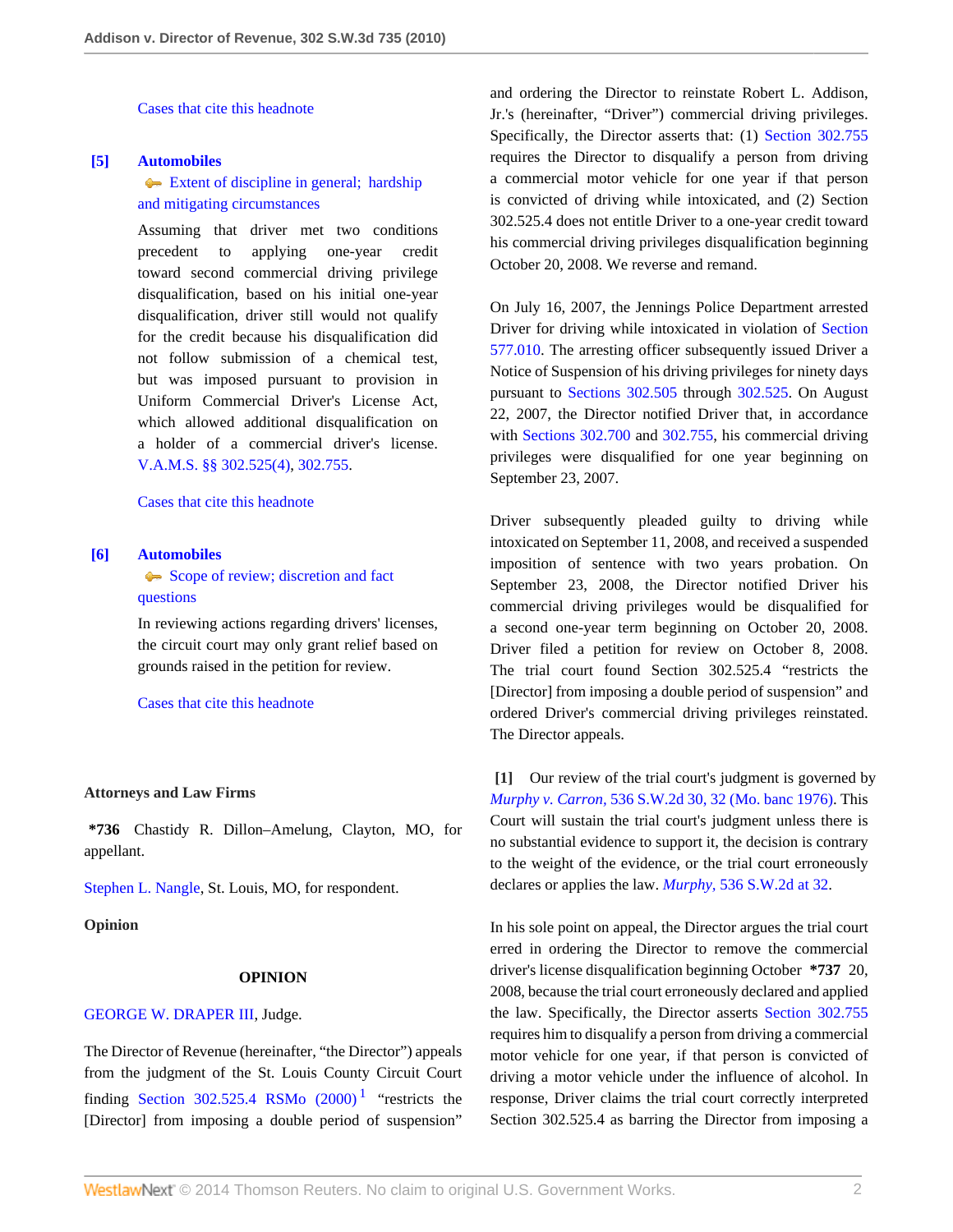Cases that cite this headnote

**[5] Automobiles**
Extent of discipline in general; hardship and mitigating circumstances

Assuming that driver met two conditions precedent to applying one-year credit toward second commercial driving privilege disqualification, based on his initial one-year disqualification, driver still would not qualify for the credit because his disqualification did not follow submission of a chemical test, but was imposed pursuant to provision in Uniform Commercial Driver's License Act, which allowed additional disqualification on a holder of a commercial driver's license. V.A.M.S. §§ 302.525(4), 302.755.

Cases that cite this headnote

**[6] Automobiles**
Scope of review; discretion and fact questions

In reviewing actions regarding drivers' licenses, the circuit court may only grant relief based on grounds raised in the petition for review.

Cases that cite this headnote

**Attorneys and Law Firms**

**\*736** Chastidy R. Dillon–Amelung, Clayton, MO, for appellant.

Stephen L. Nangle, St. Louis, MO, for respondent.

**Opinion**

**OPINION**

GEORGE W. DRAPER III, Judge.

The Director of Revenue (hereinafter, "the Director") appeals from the judgment of the St. Louis County Circuit Court finding Section 302.525.4 RSMo (2000) [1] "restricts the [Director] from imposing a double period of suspension" and ordering the Director to reinstate Robert L. Addison, Jr.'s (hereinafter, "Driver") commercial driving privileges. Specifically, the Director asserts that: (1) Section 302.755 requires the Director to disqualify a person from driving a commercial motor vehicle for one year if that person is convicted of driving while intoxicated, and (2) Section 302.525.4 does not entitle Driver to a one-year credit toward his commercial driving privileges disqualification beginning October 20, 2008. We reverse and remand.

On July 16, 2007, the Jennings Police Department arrested Driver for driving while intoxicated in violation of Section 577.010. The arresting officer subsequently issued Driver a Notice of Suspension of his driving privileges for ninety days pursuant to Sections 302.505 through 302.525. On August 22, 2007, the Director notified Driver that, in accordance with Sections 302.700 and 302.755, his commercial driving privileges were disqualified for one year beginning on September 23, 2007.

Driver subsequently pleaded guilty to driving while intoxicated on September 11, 2008, and received a suspended imposition of sentence with two years probation. On September 23, 2008, the Director notified Driver his commercial driving privileges would be disqualified for a second one-year term beginning on October 20, 2008. Driver filed a petition for review on October 8, 2008. The trial court found Section 302.525.4 "restricts the [Director] from imposing a double period of suspension" and ordered Driver's commercial driving privileges reinstated. The Director appeals.

**[1]** Our review of the trial court's judgment is governed by *Murphy v. Carron,* 536 S.W.2d 30, 32 (Mo. banc 1976). This Court will sustain the trial court's judgment unless there is no substantial evidence to support it, the decision is contrary to the weight of the evidence, or the trial court erroneously declares or applies the law. *Murphy,* 536 S.W.2d at 32.

In his sole point on appeal, the Director argues the trial court erred in ordering the Director to remove the commercial driver's license disqualification beginning October **\*737** 20, 2008, because the trial court erroneously declared and applied the law. Specifically, the Director asserts Section 302.755 requires him to disqualify a person from driving a commercial motor vehicle for one year, if that person is convicted of driving a motor vehicle under the influence of alcohol. In response, Driver claims the trial court correctly interpreted Section 302.525.4 as barring the Director from imposing a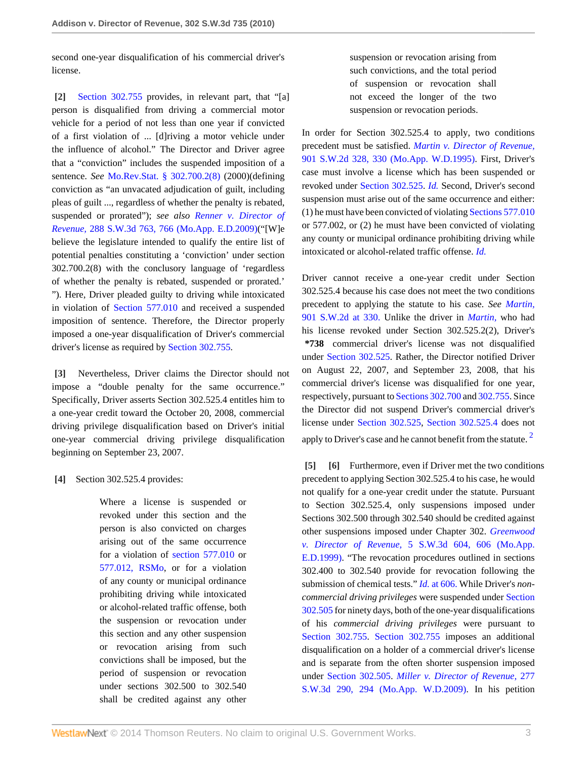second one-year disqualification of his commercial driver's license.

**[2]** Section 302.755 provides, in relevant part, that "[a] person is disqualified from driving a commercial motor vehicle for a period of not less than one year if convicted of a first violation of ... [d]riving a motor vehicle under the influence of alcohol." The Director and Driver agree that a "conviction" includes the suspended imposition of a sentence. *See* Mo.Rev.Stat. § 302.700.2(8) (2000)(defining conviction as "an unvacated adjudication of guilt, including pleas of guilt ..., regardless of whether the penalty is rebated, suspended or prorated"); *see also* *Renner v. Director of Revenue,* 288 S.W.3d 763, 766 (Mo.App. E.D.2009)("[W]e believe the legislature intended to qualify the entire list of potential penalties constituting a 'conviction' under section 302.700.2(8) with the conclusory language of 'regardless of whether the penalty is rebated, suspended or prorated.' "). Here, Driver pleaded guilty to driving while intoxicated in violation of Section 577.010 and received a suspended imposition of sentence. Therefore, the Director properly imposed a one-year disqualification of Driver's commercial driver's license as required by Section 302.755.

**[3]** Nevertheless, Driver claims the Director should not impose a "double penalty for the same occurrence." Specifically, Driver asserts Section 302.525.4 entitles him to a one-year credit toward the October 20, 2008, commercial driving privilege disqualification based on Driver's initial one-year commercial driving privilege disqualification beginning on September 23, 2007.

**[4]** Section 302.525.4 provides:

> Where a license is suspended or revoked under this section and the person is also convicted on charges arising out of the same occurrence for a violation of section 577.010 or 577.012, RSMo, or for a violation of any county or municipal ordinance prohibiting driving while intoxicated or alcohol-related traffic offense, both the suspension or revocation under this section and any other suspension or revocation arising from such convictions shall be imposed, but the period of suspension or revocation under sections 302.500 to 302.540 shall be credited against any other suspension or revocation arising from such convictions, and the total period of suspension or revocation shall not exceed the longer of the two suspension or revocation periods.

In order for Section 302.525.4 to apply, two conditions precedent must be satisfied. *Martin v. Director of Revenue,* 901 S.W.2d 328, 330 (Mo.App. W.D.1995). First, Driver's case must involve a license which has been suspended or revoked under Section 302.525. *Id.* Second, Driver's second suspension must arise out of the same occurrence and either: (1) he must have been convicted of violating Sections 577.010 or 577.002, or (2) he must have been convicted of violating any county or municipal ordinance prohibiting driving while intoxicated or alcohol-related traffic offense. *Id.*

Driver cannot receive a one-year credit under Section 302.525.4 because his case does not meet the two conditions precedent to applying the statute to his case. *See* *Martin,* 901 S.W.2d at 330. Unlike the driver in *Martin,* who had his license revoked under Section 302.525.2(2), Driver's **\*738** commercial driver's license was not disqualified under Section 302.525. Rather, the Director notified Driver on August 22, 2007, and September 23, 2008, that his commercial driver's license was disqualified for one year, respectively, pursuant to Sections 302.700 and 302.755. Since the Director did not suspend Driver's commercial driver's license under Section 302.525, Section 302.525.4 does not apply to Driver's case and he cannot benefit from the statute.[2]

**[5]** **[6]** Furthermore, even if Driver met the two conditions precedent to applying Section 302.525.4 to his case, he would not qualify for a one-year credit under the statute. Pursuant to Section 302.525.4, only suspensions imposed under Sections 302.500 through 302.540 should be credited against other suspensions imposed under Chapter 302. *Greenwood v. Director of Revenue,* 5 S.W.3d 604, 606 (Mo.App. E.D.1999). "The revocation procedures outlined in sections 302.400 to 302.540 provide for revocation following the submission of chemical tests." *Id.* at 606. While Driver's *non-commercial driving privileges* were suspended under Section 302.505 for ninety days, both of the one-year disqualifications of his *commercial driving privileges* were pursuant to Section 302.755. Section 302.755 imposes an additional disqualification on a holder of a commercial driver's license and is separate from the often shorter suspension imposed under Section 302.505. *Miller v. Director of Revenue,* 277 S.W.3d 290, 294 (Mo.App. W.D.2009). In his petition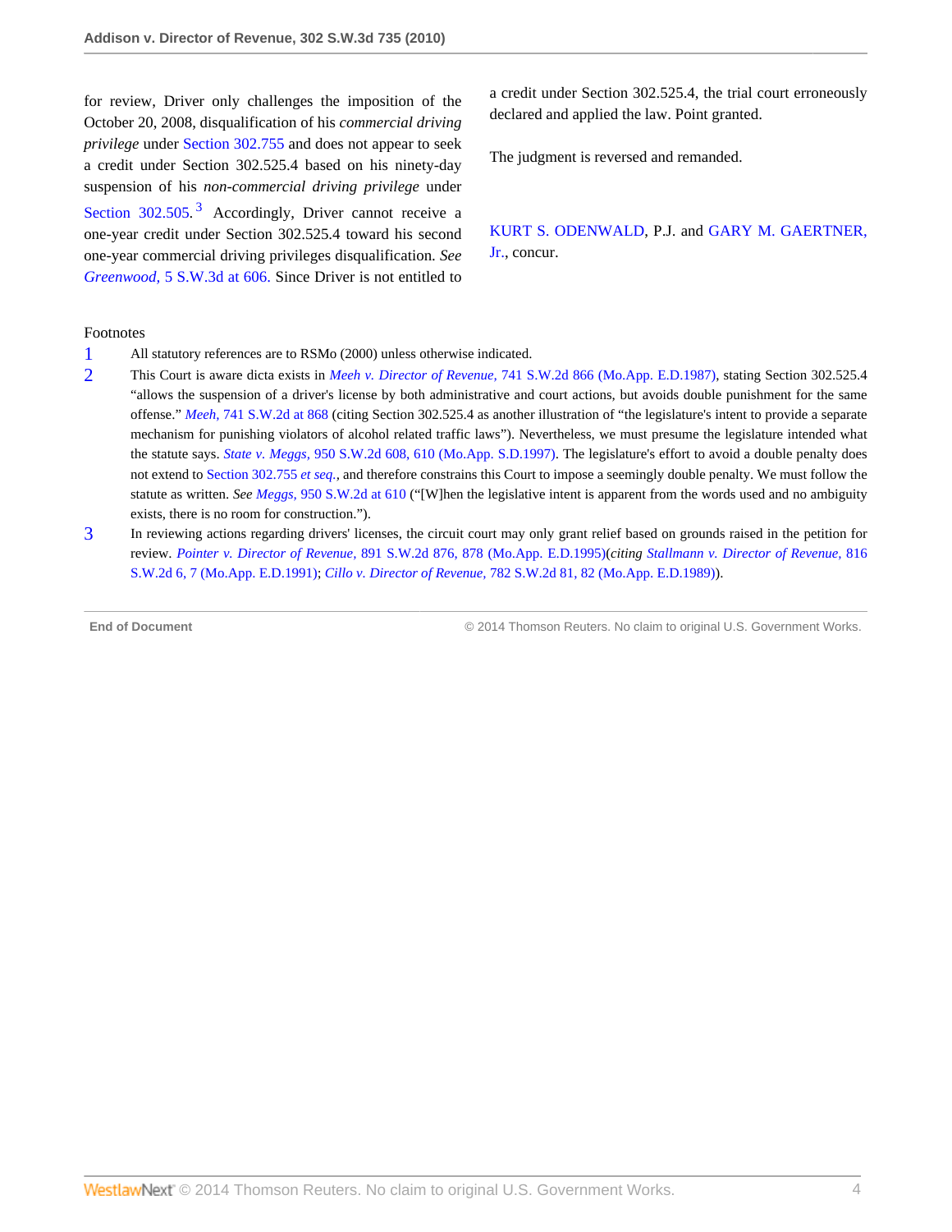for review, Driver only challenges the imposition of the October 20, 2008, disqualification of his *commercial driving privilege* under Section 302.755 and does not appear to seek a credit under Section 302.525.4 based on his ninety-day suspension of his *non-commercial driving privilege* under Section 302.505.[3] Accordingly, Driver cannot receive a one-year credit under Section 302.525.4 toward his second one-year commercial driving privileges disqualification. *See Greenwood,* 5 S.W.3d at 606. Since Driver is not entitled to a credit under Section 302.525.4, the trial court erroneously declared and applied the law. Point granted.

The judgment is reversed and remanded.

KURT S. ODENWALD, P.J. and GARY M. GAERTNER, Jr., concur.

Footnotes

1 All statutory references are to RSMo (2000) unless otherwise indicated.

2 This Court is aware dicta exists in *Meeh v. Director of Revenue,* 741 S.W.2d 866 (Mo.App. E.D.1987), stating Section 302.525.4 "allows the suspension of a driver's license by both administrative and court actions, but avoids double punishment for the same offense." *Meeh,* 741 S.W.2d at 868 (citing Section 302.525.4 as another illustration of "the legislature's intent to provide a separate mechanism for punishing violators of alcohol related traffic laws"). Nevertheless, we must presume the legislature intended what the statute says. *State v. Meggs,* 950 S.W.2d 608, 610 (Mo.App. S.D.1997). The legislature's effort to avoid a double penalty does not extend to Section 302.755 *et seq.*, and therefore constrains this Court to impose a seemingly double penalty. We must follow the statute as written. *See Meggs,* 950 S.W.2d at 610 ("[W]hen the legislative intent is apparent from the words used and no ambiguity exists, there is no room for construction.").

3 In reviewing actions regarding drivers' licenses, the circuit court may only grant relief based on grounds raised in the petition for review. *Pointer v. Director of Revenue,* 891 S.W.2d 876, 878 (Mo.App. E.D.1995)(*citing Stallmann v. Director of Revenue,* 816 S.W.2d 6, 7 (Mo.App. E.D.1991); *Cillo v. Director of Revenue,* 782 S.W.2d 81, 82 (Mo.App. E.D.1989)).

End of Document